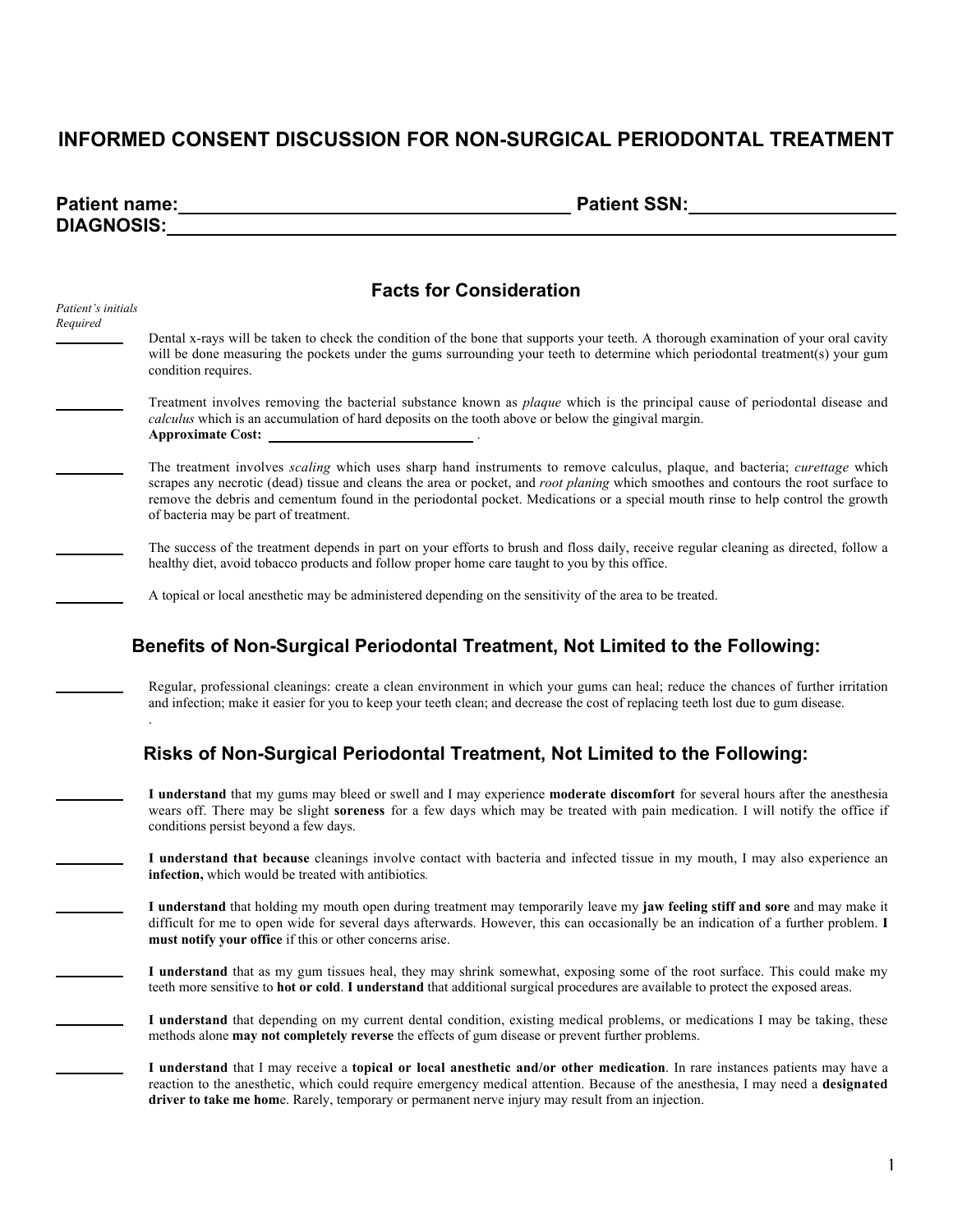# INFORMED CONSENT DISCUSSION FOR NON-SURGICAL PERIODONTAL TREATMENT

**Patient name:** ______________________ **Patient SSN:** ______________
**DIAGNOSIS:** ____________________________________________

## Facts for Consideration

*Patient's initials Required*

_______ Dental x-rays will be taken to check the condition of the bone that supports your teeth. A thorough examination of your oral cavity will be done measuring the pockets under the gums surrounding your teeth to determine which periodontal treatment(s) your gum condition requires.

_______ Treatment involves removing the bacterial substance known as *plaque* which is the principal cause of periodontal disease and *calculus* which is an accumulation of hard deposits on the tooth above or below the gingival margin.
**Approximate Cost:** ______________ .

_______ The treatment involves *scaling* which uses sharp hand instruments to remove calculus, plaque, and bacteria; *curettage* which scrapes any necrotic (dead) tissue and cleans the area or pocket, and *root planing* which smoothes and contours the root surface to remove the debris and cementum found in the periodontal pocket. Medications or a special mouth rinse to help control the growth of bacteria may be part of treatment.

_______ The success of the treatment depends in part on your efforts to brush and floss daily, receive regular cleaning as directed, follow a healthy diet, avoid tobacco products and follow proper home care taught to you by this office.

_______ A topical or local anesthetic may be administered depending on the sensitivity of the area to be treated.

## Benefits of Non-Surgical Periodontal Treatment, Not Limited to the Following:

_______ Regular, professional cleanings: create a clean environment in which your gums can heal; reduce the chances of further irritation and infection; make it easier for you to keep your teeth clean; and decrease the cost of replacing teeth lost due to gum disease.
.

## Risks of Non-Surgical Periodontal Treatment, Not Limited to the Following:

_______ **I understand** that my gums may bleed or swell and I may experience **moderate discomfort** for several hours after the anesthesia wears off. There may be slight **soreness** for a few days which may be treated with pain medication. I will notify the office if conditions persist beyond a few days.

_______ **I understand that because** cleanings involve contact with bacteria and infected tissue in my mouth, I may also experience an **infection,** which would be treated with antibiotics*.*

_______ **I understand** that holding my mouth open during treatment may temporarily leave my **jaw feeling stiff and sore** and may make it difficult for me to open wide for several days afterwards. However, this can occasionally be an indication of a further problem. **I must notify your office** if this or other concerns arise.

_______ **I understand** that as my gum tissues heal, they may shrink somewhat, exposing some of the root surface. This could make my teeth more sensitive to **hot or cold**. **I understand** that additional surgical procedures are available to protect the exposed areas.

_______ **I understand** that depending on my current dental condition, existing medical problems, or medications I may be taking, these methods alone **may not completely reverse** the effects of gum disease or prevent further problems.

_______ **I understand** that I may receive a **topical or local anesthetic and/or other medication**. In rare instances patients may have a reaction to the anesthetic, which could require emergency medical attention. Because of the anesthesia, I may need a **designated driver to take me hom**e. Rarely, temporary or permanent nerve injury may result from an injection.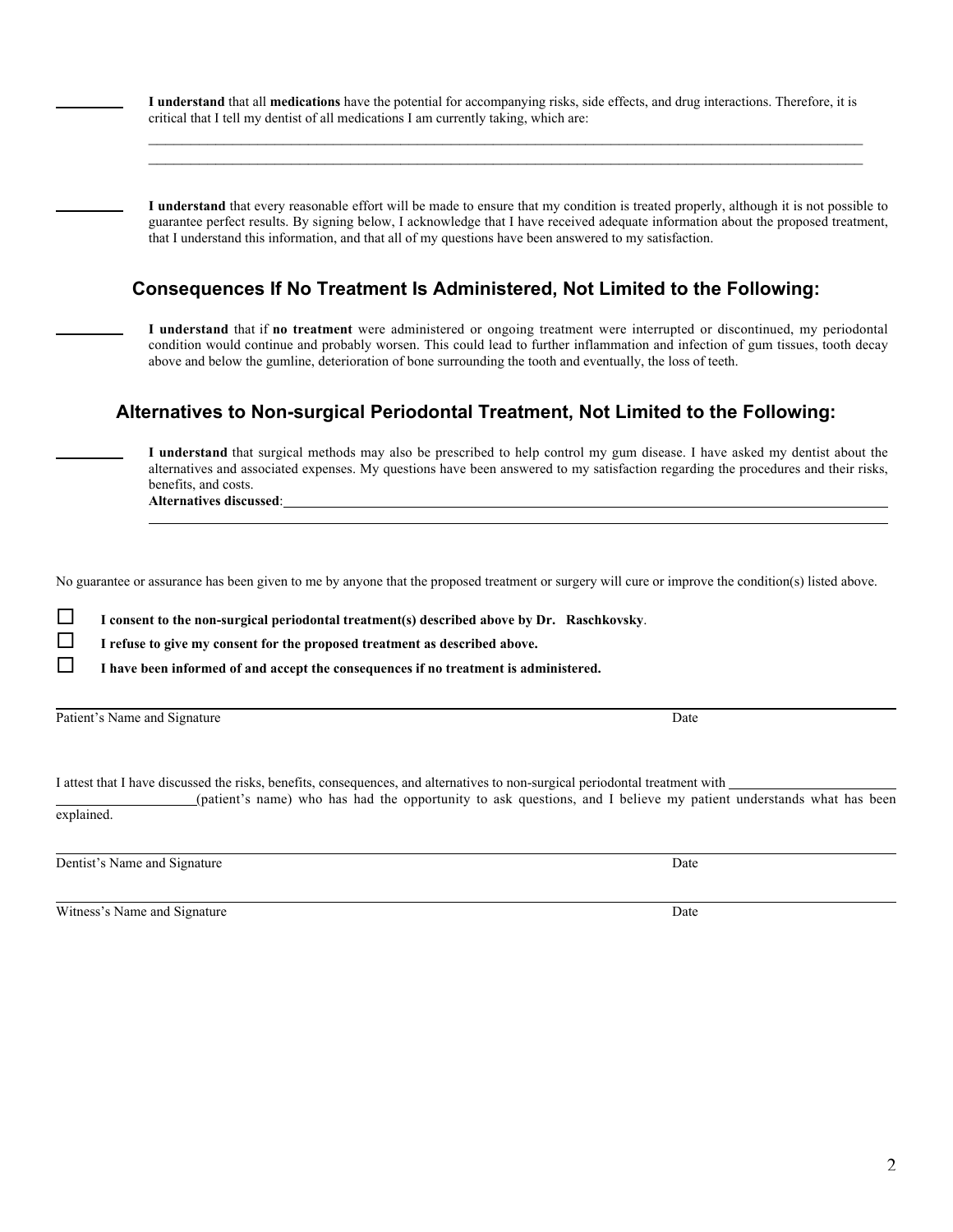_________ **I understand** that all **medications** have the potential for accompanying risks, side effects, and drug interactions. Therefore, it is critical that I tell my dentist of all medications I am currently taking, which are:

_______________________________________________________________________________________________

_______________________________________________________________________________________________

_________ **I understand** that every reasonable effort will be made to ensure that my condition is treated properly, although it is not possible to guarantee perfect results. By signing below, I acknowledge that I have received adequate information about the proposed treatment, that I understand this information, and that all of my questions have been answered to my satisfaction.

## Consequences If No Treatment Is Administered, Not Limited to the Following:

_________ **I understand** that if **no treatment** were administered or ongoing treatment were interrupted or discontinued, my periodontal condition would continue and probably worsen. This could lead to further inflammation and infection of gum tissues, tooth decay above and below the gumline, deterioration of bone surrounding the tooth and eventually, the loss of teeth.

## Alternatives to Non-surgical Periodontal Treatment, Not Limited to the Following:

_________ **I understand** that surgical methods may also be prescribed to help control my gum disease. I have asked my dentist about the alternatives and associated expenses. My questions have been answered to my satisfaction regarding the procedures and their risks, benefits, and costs.
**Alternatives discussed**: _______________________________________________________________________________

_______________________________________________________________________________________________

No guarantee or assurance has been given to me by anyone that the proposed treatment or surgery will cure or improve the condition(s) listed above.

☐ **I consent to the non-surgical periodontal treatment(s) described above by Dr. Raschkovsky**.

☐ **I refuse to give my consent for the proposed treatment as described above.**

☐ **I have been informed of and accept the consequences if no treatment is administered.**

_______________________________________________________________________________________________
Patient's Name and Signature                                                                                     Date

I attest that I have discussed the risks, benefits, consequences, and alternatives to non-surgical periodontal treatment with ________________________________________________(patient's name) who has had the opportunity to ask questions, and I believe my patient understands what has been explained.

_______________________________________________________________________________________________
Dentist's Name and Signature                                                                                     Date

_______________________________________________________________________________________________
Witness's Name and Signature                                                                                     Date